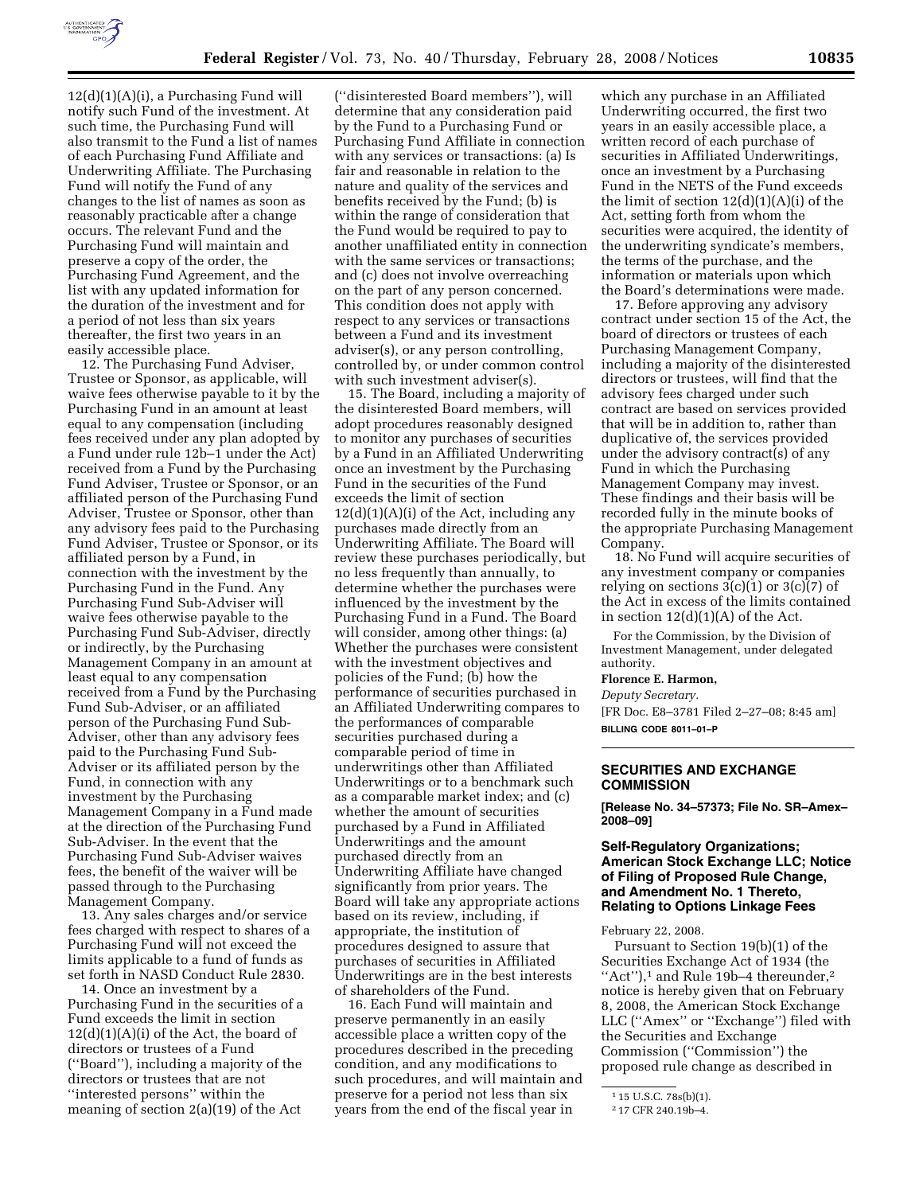12(d)(1)(A)(i), a Purchasing Fund will notify such Fund of the investment. At such time, the Purchasing Fund will also transmit to the Fund a list of names of each Purchasing Fund Affiliate and Underwriting Affiliate. The Purchasing Fund will notify the Fund of any changes to the list of names as soon as reasonably practicable after a change occurs. The relevant Fund and the Purchasing Fund will maintain and preserve a copy of the order, the Purchasing Fund Agreement, and the list with any updated information for the duration of the investment and for a period of not less than six years thereafter, the first two years in an easily accessible place.

12. The Purchasing Fund Adviser, Trustee or Sponsor, as applicable, will waive fees otherwise payable to it by the Purchasing Fund in an amount at least equal to any compensation (including fees received under any plan adopted by a Fund under rule 12b–1 under the Act) received from a Fund by the Purchasing Fund Adviser, Trustee or Sponsor, or an affiliated person of the Purchasing Fund Adviser, Trustee or Sponsor, other than any advisory fees paid to the Purchasing Fund Adviser, Trustee or Sponsor, or its affiliated person by a Fund, in connection with the investment by the Purchasing Fund in the Fund. Any Purchasing Fund Sub-Adviser will waive fees otherwise payable to the Purchasing Fund Sub-Adviser, directly or indirectly, by the Purchasing Management Company in an amount at least equal to any compensation received from a Fund by the Purchasing Fund Sub-Adviser, or an affiliated person of the Purchasing Fund Sub-Adviser, other than any advisory fees paid to the Purchasing Fund Sub-Adviser or its affiliated person by the Fund, in connection with any investment by the Purchasing Management Company in a Fund made at the direction of the Purchasing Fund Sub-Adviser. In the event that the Purchasing Fund Sub-Adviser waives fees, the benefit of the waiver will be passed through to the Purchasing Management Company.

13. Any sales charges and/or service fees charged with respect to shares of a Purchasing Fund will not exceed the limits applicable to a fund of funds as set forth in NASD Conduct Rule 2830.

14. Once an investment by a Purchasing Fund in the securities of a Fund exceeds the limit in section 12(d)(1)(A)(i) of the Act, the board of directors or trustees of a Fund ("Board"), including a majority of the directors or trustees that are not "interested persons" within the meaning of section 2(a)(19) of the Act ("disinterested Board members"), will determine that any consideration paid by the Fund to a Purchasing Fund or Purchasing Fund Affiliate in connection with any services or transactions: (a) Is fair and reasonable in relation to the nature and quality of the services and benefits received by the Fund; (b) is within the range of consideration that the Fund would be required to pay to another unaffiliated entity in connection with the same services or transactions; and (c) does not involve overreaching on the part of any person concerned. This condition does not apply with respect to any services or transactions between a Fund and its investment adviser(s), or any person controlling, controlled by, or under common control with such investment adviser(s).

15. The Board, including a majority of the disinterested Board members, will adopt procedures reasonably designed to monitor any purchases of securities by a Fund in an Affiliated Underwriting once an investment by the Purchasing Fund in the securities of the Fund exceeds the limit of section 12(d)(1)(A)(i) of the Act, including any purchases made directly from an Underwriting Affiliate. The Board will review these purchases periodically, but no less frequently than annually, to determine whether the purchases were influenced by the investment by the Purchasing Fund in a Fund. The Board will consider, among other things: (a) Whether the purchases were consistent with the investment objectives and policies of the Fund; (b) how the performance of securities purchased in an Affiliated Underwriting compares to the performances of comparable securities purchased during a comparable period of time in underwritings other than Affiliated Underwritings or to a benchmark such as a comparable market index; and (c) whether the amount of securities purchased by a Fund in Affiliated Underwritings and the amount purchased directly from an Underwriting Affiliate have changed significantly from prior years. The Board will take any appropriate actions based on its review, including, if appropriate, the institution of procedures designed to assure that purchases of securities in Affiliated Underwritings are in the best interests of shareholders of the Fund.

16. Each Fund will maintain and preserve permanently in an easily accessible place a written copy of the procedures described in the preceding condition, and any modifications to such procedures, and will maintain and preserve for a period not less than six years from the end of the fiscal year in which any purchase in an Affiliated Underwriting occurred, the first two years in an easily accessible place, a written record of each purchase of securities in Affiliated Underwritings, once an investment by a Purchasing Fund in the NETS of the Fund exceeds the limit of section 12(d)(1)(A)(i) of the Act, setting forth from whom the securities were acquired, the identity of the underwriting syndicate's members, the terms of the purchase, and the information or materials upon which the Board's determinations were made.

17. Before approving any advisory contract under section 15 of the Act, the board of directors or trustees of each Purchasing Management Company, including a majority of the disinterested directors or trustees, will find that the advisory fees charged under such contract are based on services provided that will be in addition to, rather than duplicative of, the services provided under the advisory contract(s) of any Fund in which the Purchasing Management Company may invest. These findings and their basis will be recorded fully in the minute books of the appropriate Purchasing Management Company.

18. No Fund will acquire securities of any investment company or companies relying on sections 3(c)(1) or 3(c)(7) of the Act in excess of the limits contained in section 12(d)(1)(A) of the Act.

For the Commission, by the Division of Investment Management, under delegated authority.

**Florence E. Harmon,**

*Deputy Secretary.*

[FR Doc. E8–3781 Filed 2–27–08; 8:45 am]

**BILLING CODE 8011–01–P**

## SECURITIES AND EXCHANGE COMMISSION

**[Release No. 34–57373; File No. SR–Amex–2008–09]**

### Self-Regulatory Organizations; American Stock Exchange LLC; Notice of Filing of Proposed Rule Change, and Amendment No. 1 Thereto, Relating to Options Linkage Fees

February 22, 2008.

Pursuant to Section 19(b)(1) of the Securities Exchange Act of 1934 (the "Act"),[1] and Rule 19b–4 thereunder,[2] notice is hereby given that on February 8, 2008, the American Stock Exchange LLC ("Amex" or "Exchange") filed with the Securities and Exchange Commission ("Commission") the proposed rule change as described in

[1] 15 U.S.C. 78s(b)(1).

[2] 17 CFR 240.19b–4.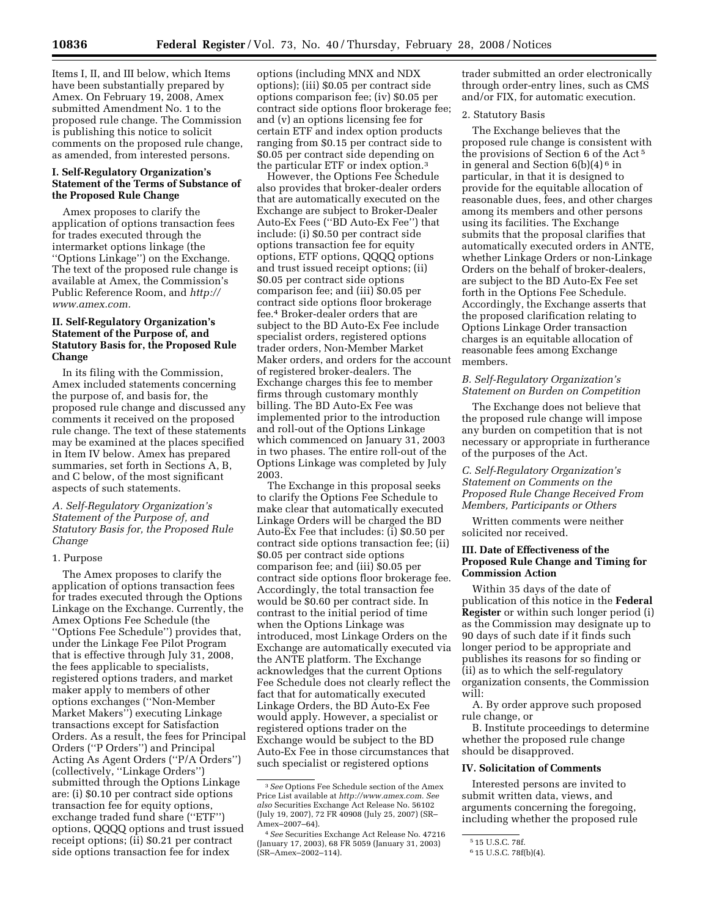Items I, II, and III below, which Items have been substantially prepared by Amex. On February 19, 2008, Amex submitted Amendment No. 1 to the proposed rule change. The Commission is publishing this notice to solicit comments on the proposed rule change, as amended, from interested persons.

## I. Self-Regulatory Organization's Statement of the Terms of Substance of the Proposed Rule Change

Amex proposes to clarify the application of options transaction fees for trades executed through the intermarket options linkage (the "Options Linkage") on the Exchange. The text of the proposed rule change is available at Amex, the Commission's Public Reference Room, and *http://www.amex.com.*

## II. Self-Regulatory Organization's Statement of the Purpose of, and Statutory Basis for, the Proposed Rule Change

In its filing with the Commission, Amex included statements concerning the purpose of, and basis for, the proposed rule change and discussed any comments it received on the proposed rule change. The text of these statements may be examined at the places specified in Item IV below. Amex has prepared summaries, set forth in Sections A, B, and C below, of the most significant aspects of such statements.

### *A. Self-Regulatory Organization's Statement of the Purpose of, and Statutory Basis for, the Proposed Rule Change*

1. Purpose

The Amex proposes to clarify the application of options transaction fees for trades executed through the Options Linkage on the Exchange. Currently, the Amex Options Fee Schedule (the "Options Fee Schedule") provides that, under the Linkage Fee Pilot Program that is effective through July 31, 2008, the fees applicable to specialists, registered options traders, and market maker apply to members of other options exchanges ("Non-Member Market Makers") executing Linkage transactions except for Satisfaction Orders. As a result, the fees for Principal Orders ("P Orders") and Principal Acting As Agent Orders ("P/A Orders") (collectively, "Linkage Orders") submitted through the Options Linkage are: (i) $0.10 per contract side options transaction fee for equity options, exchange traded fund share ("ETF") options, QQQQ options and trust issued receipt options; (ii) $0.21 per contract side options transaction fee for index options (including MNX and NDX options); (iii) $0.05 per contract side options comparison fee; (iv) $0.05 per contract side options floor brokerage fee; and (v) an options licensing fee for certain ETF and index option products ranging from $0.15 per contract side to $0.05 per contract side depending on the particular ETF or index option.[3]

However, the Options Fee Schedule also provides that broker-dealer orders that are automatically executed on the Exchange are subject to Broker-Dealer Auto-Ex Fees ("BD Auto-Ex Fee") that include: (i) $0.50 per contract side options transaction fee for equity options, ETF options, QQQQ options and trust issued receipt options; (ii) $0.05 per contract side options comparison fee; and (iii) $0.05 per contract side options floor brokerage fee.[4] Broker-dealer orders that are subject to the BD Auto-Ex Fee include specialist orders, registered options trader orders, Non-Member Market Maker orders, and orders for the account of registered broker-dealers. The Exchange charges this fee to member firms through customary monthly billing. The BD Auto-Ex Fee was implemented prior to the introduction and roll-out of the Options Linkage which commenced on January 31, 2003 in two phases. The entire roll-out of the Options Linkage was completed by July 2003.

The Exchange in this proposal seeks to clarify the Options Fee Schedule to make clear that automatically executed Linkage Orders will be charged the BD Auto-Ex Fee that includes: (i) $0.50 per contract side options transaction fee; (ii) $0.05 per contract side options comparison fee; and (iii) $0.05 per contract side options floor brokerage fee. Accordingly, the total transaction fee would be $0.60 per contract side. In contrast to the initial period of time when the Options Linkage was introduced, most Linkage Orders on the Exchange are automatically executed via the ANTE platform. The Exchange acknowledges that the current Options Fee Schedule does not clearly reflect the fact that for automatically executed Linkage Orders, the BD Auto-Ex Fee would apply. However, a specialist or registered options trader on the Exchange would be subject to the BD Auto-Ex Fee in those circumstances that such specialist or registered options trader submitted an order electronically through order-entry lines, such as CMS and/or FIX, for automatic execution.

2. Statutory Basis

The Exchange believes that the proposed rule change is consistent with the provisions of Section 6 of the Act[5] in general and Section 6(b)(4)[6] in particular, in that it is designed to provide for the equitable allocation of reasonable dues, fees, and other charges among its members and other persons using its facilities. The Exchange submits that the proposal clarifies that automatically executed orders in ANTE, whether Linkage Orders or non-Linkage Orders on the behalf of broker-dealers, are subject to the BD Auto-Ex Fee set forth in the Options Fee Schedule. Accordingly, the Exchange asserts that the proposed clarification relating to Options Linkage Order transaction charges is an equitable allocation of reasonable fees among Exchange members.

### *B. Self-Regulatory Organization's Statement on Burden on Competition*

The Exchange does not believe that the proposed rule change will impose any burden on competition that is not necessary or appropriate in furtherance of the purposes of the Act.

### *C. Self-Regulatory Organization's Statement on Comments on the Proposed Rule Change Received From Members, Participants or Others*

Written comments were neither solicited nor received.

## III. Date of Effectiveness of the Proposed Rule Change and Timing for Commission Action

Within 35 days of the date of publication of this notice in the **Federal Register** or within such longer period (i) as the Commission may designate up to 90 days of such date if it finds such longer period to be appropriate and publishes its reasons for so finding or (ii) as to which the self-regulatory organization consents, the Commission will:

A. By order approve such proposed rule change, or

B. Institute proceedings to determine whether the proposed rule change should be disapproved.

## IV. Solicitation of Comments

Interested persons are invited to submit written data, views, and arguments concerning the foregoing, including whether the proposed rule

---

[3] *See* Options Fee Schedule section of the Amex Price List available at *http://www.amex.com. See also* Securities Exchange Act Release No. 56102 (July 19, 2007), 72 FR 40908 (July 25, 2007) (SR–Amex–2007–64).

[4] *See* Securities Exchange Act Release No. 47216 (January 17, 2003), 68 FR 5059 (January 31, 2003) (SR–Amex–2002–114).

[5] 15 U.S.C. 78f.

[6] 15 U.S.C. 78f(b)(4).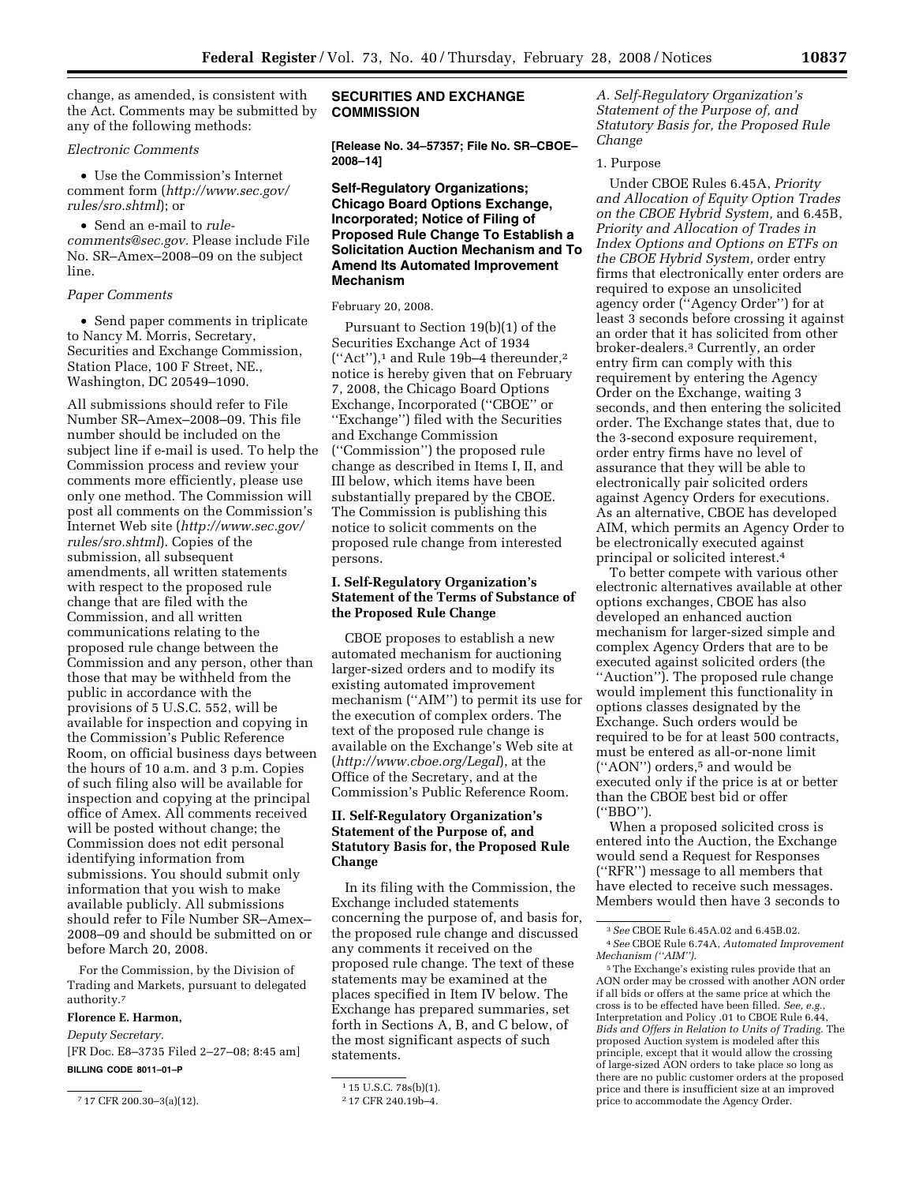change, as amended, is consistent with the Act. Comments may be submitted by any of the following methods:

*Electronic Comments*

- Use the Commission's Internet comment form (*http://www.sec.gov/rules/sro.shtml*); or
- Send an e-mail to *rule-comments@sec.gov.* Please include File No. SR–Amex–2008–09 on the subject line.

*Paper Comments*

- Send paper comments in triplicate to Nancy M. Morris, Secretary, Securities and Exchange Commission, Station Place, 100 F Street, NE., Washington, DC 20549–1090.

All submissions should refer to File Number SR–Amex–2008–09. This file number should be included on the subject line if e-mail is used. To help the Commission process and review your comments more efficiently, please use only one method. The Commission will post all comments on the Commission's Internet Web site (*http://www.sec.gov/rules/sro.shtml*). Copies of the submission, all subsequent amendments, all written statements with respect to the proposed rule change that are filed with the Commission, and all written communications relating to the proposed rule change between the Commission and any person, other than those that may be withheld from the public in accordance with the provisions of 5 U.S.C. 552, will be available for inspection and copying in the Commission's Public Reference Room, on official business days between the hours of 10 a.m. and 3 p.m. Copies of such filing also will be available for inspection and copying at the principal office of Amex. All comments received will be posted without change; the Commission does not edit personal identifying information from submissions. You should submit only information that you wish to make available publicly. All submissions should refer to File Number SR–Amex–2008–09 and should be submitted on or before March 20, 2008.

For the Commission, by the Division of Trading and Markets, pursuant to delegated authority.[7]

**Florence E. Harmon,**

*Deputy Secretary.*

[FR Doc. E8–3735 Filed 2–27–08; 8:45 am]

**BILLING CODE 8011–01–P**

[7] 17 CFR 200.30–3(a)(12).

## SECURITIES AND EXCHANGE COMMISSION

**[Release No. 34–57357; File No. SR–CBOE–2008–14]**

### Self-Regulatory Organizations; Chicago Board Options Exchange, Incorporated; Notice of Filing of Proposed Rule Change To Establish a Solicitation Auction Mechanism and To Amend Its Automated Improvement Mechanism

February 20, 2008.

Pursuant to Section 19(b)(1) of the Securities Exchange Act of 1934 ("Act"),[1] and Rule 19b–4 thereunder,[2] notice is hereby given that on February 7, 2008, the Chicago Board Options Exchange, Incorporated ("CBOE" or "Exchange") filed with the Securities and Exchange Commission ("Commission") the proposed rule change as described in Items I, II, and III below, which items have been substantially prepared by the CBOE. The Commission is publishing this notice to solicit comments on the proposed rule change from interested persons.

### I. Self-Regulatory Organization's Statement of the Terms of Substance of the Proposed Rule Change

CBOE proposes to establish a new automated mechanism for auctioning larger-sized orders and to modify its existing automated improvement mechanism ("AIM") to permit its use for the execution of complex orders. The text of the proposed rule change is available on the Exchange's Web site at (*http://www.cboe.org/Legal*), at the Office of the Secretary, and at the Commission's Public Reference Room.

### II. Self-Regulatory Organization's Statement of the Purpose of, and Statutory Basis for, the Proposed Rule Change

In its filing with the Commission, the Exchange included statements concerning the purpose of, and basis for, the proposed rule change and discussed any comments it received on the proposed rule change. The text of these statements may be examined at the places specified in Item IV below. The Exchange has prepared summaries, set forth in Sections A, B, and C below, of the most significant aspects of such statements.

[1] 15 U.S.C. 78s(b)(1).

[2] 17 CFR 240.19b–4.

*A. Self-Regulatory Organization's Statement of the Purpose of, and Statutory Basis for, the Proposed Rule Change*

1. Purpose

Under CBOE Rules 6.45A, *Priority and Allocation of Equity Option Trades on the CBOE Hybrid System,* and 6.45B, *Priority and Allocation of Trades in Index Options and Options on ETFs on the CBOE Hybrid System,* order entry firms that electronically enter orders are required to expose an unsolicited agency order ("Agency Order") for at least 3 seconds before crossing it against an order that it has solicited from other broker-dealers.[3] Currently, an order entry firm can comply with this requirement by entering the Agency Order on the Exchange, waiting 3 seconds, and then entering the solicited order. The Exchange states that, due to the 3-second exposure requirement, order entry firms have no level of assurance that they will be able to electronically pair solicited orders against Agency Orders for executions. As an alternative, CBOE has developed AIM, which permits an Agency Order to be electronically executed against principal or solicited interest.[4]

To better compete with various other electronic alternatives available at other options exchanges, CBOE has also developed an enhanced auction mechanism for larger-sized simple and complex Agency Orders that are to be executed against solicited orders (the "Auction"). The proposed rule change would implement this functionality in options classes designated by the Exchange. Such orders would be required to be for at least 500 contracts, must be entered as all-or-none limit ("AON") orders,[5] and would be executed only if the price is at or better than the CBOE best bid or offer ("BBO").

When a proposed solicited cross is entered into the Auction, the Exchange would send a Request for Responses ("RFR") message to all members that have elected to receive such messages. Members would then have 3 seconds to

[3] *See* CBOE Rule 6.45A.02 and 6.45B.02.

[4] *See* CBOE Rule 6.74A, *Automated Improvement Mechanism ("AIM").*

[5] The Exchange's existing rules provide that an AON order may be crossed with another AON order if all bids or offers at the same price at which the cross is to be effected have been filled. *See, e.g.,* Interpretation and Policy .01 to CBOE Rule 6.44, *Bids and Offers in Relation to Units of Trading.* The proposed Auction system is modeled after this principle, except that it would allow the crossing of large-sized AON orders to take place so long as there are no public customer orders at the proposed price and there is insufficient size at an improved price to accommodate the Agency Order.